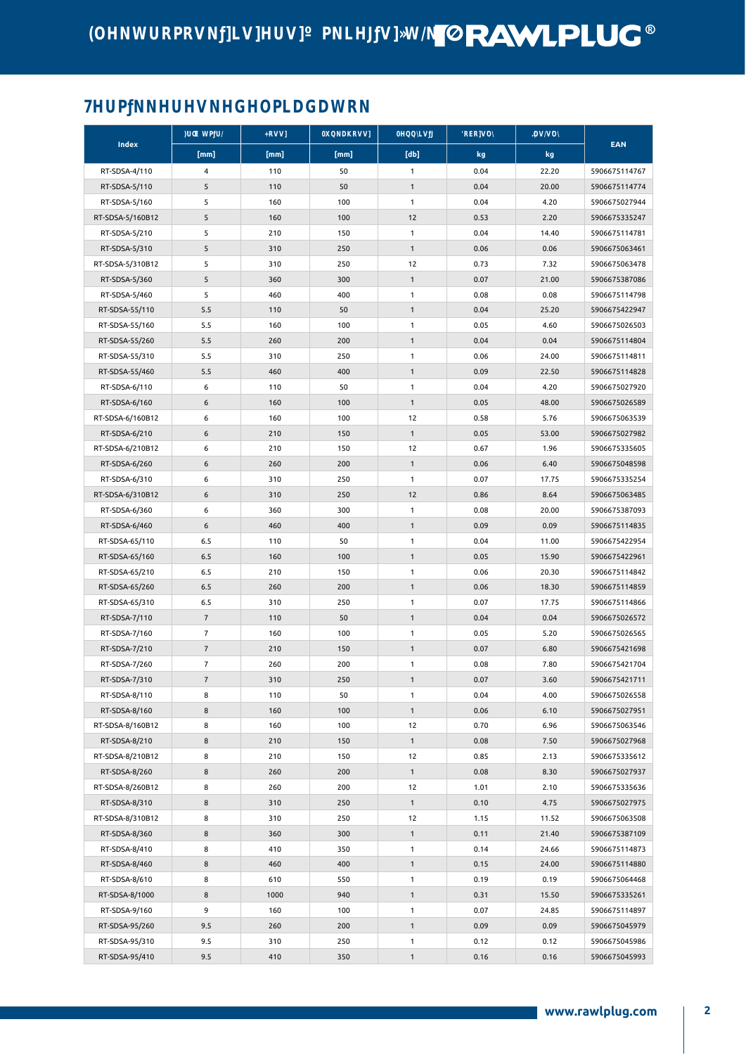## 7HUPfNNHUHVNHGHOPLDGDWRN

| Index | )UœWPfU/ | +RVV] | 0XQNDKRVV] | 0HQQ\LVfj | 'RE]VO\ | .ŒV/VO\ | EAN |
|---|---|---|---|---|---|---|---|
| | [mm] | [mm] | [mm] | [db] | kg | kg | |
| RT-SDSA-4/110 | 4 | 110 | 50 | 1 | 0.04 | 22.20 | 5906675114767 |
| RT-SDSA-5/110 | 5 | 110 | 50 | 1 | 0.04 | 20.00 | 5906675114774 |
| RT-SDSA-5/160 | 5 | 160 | 100 | 1 | 0.04 | 4.20 | 5906675027944 |
| RT-SDSA-5/160B12 | 5 | 160 | 100 | 12 | 0.53 | 2.20 | 5906675335247 |
| RT-SDSA-5/210 | 5 | 210 | 150 | 1 | 0.04 | 14.40 | 5906675114781 |
| RT-SDSA-5/310 | 5 | 310 | 250 | 1 | 0.06 | 0.06 | 5906675063461 |
| RT-SDSA-5/310B12 | 5 | 310 | 250 | 12 | 0.73 | 7.32 | 5906675063478 |
| RT-SDSA-5/360 | 5 | 360 | 300 | 1 | 0.07 | 21.00 | 5906675387086 |
| RT-SDSA-5/460 | 5 | 460 | 400 | 1 | 0.08 | 0.08 | 5906675114798 |
| RT-SDSA-55/110 | 5.5 | 110 | 50 | 1 | 0.04 | 25.20 | 5906675422947 |
| RT-SDSA-55/160 | 5.5 | 160 | 100 | 1 | 0.05 | 4.60 | 5906675026503 |
| RT-SDSA-55/260 | 5.5 | 260 | 200 | 1 | 0.04 | 0.04 | 5906675114804 |
| RT-SDSA-55/310 | 5.5 | 310 | 250 | 1 | 0.06 | 24.00 | 5906675114811 |
| RT-SDSA-55/460 | 5.5 | 460 | 400 | 1 | 0.09 | 22.50 | 5906675114828 |
| RT-SDSA-6/110 | 6 | 110 | 50 | 1 | 0.04 | 4.20 | 5906675027920 |
| RT-SDSA-6/160 | 6 | 160 | 100 | 1 | 0.05 | 48.00 | 5906675026589 |
| RT-SDSA-6/160B12 | 6 | 160 | 100 | 12 | 0.58 | 5.76 | 5906675063539 |
| RT-SDSA-6/210 | 6 | 210 | 150 | 1 | 0.05 | 53.00 | 5906675027982 |
| RT-SDSA-6/210B12 | 6 | 210 | 150 | 12 | 0.67 | 1.96 | 5906675335605 |
| RT-SDSA-6/260 | 6 | 260 | 200 | 1 | 0.06 | 6.40 | 5906675048598 |
| RT-SDSA-6/310 | 6 | 310 | 250 | 1 | 0.07 | 17.75 | 5906675335254 |
| RT-SDSA-6/310B12 | 6 | 310 | 250 | 12 | 0.86 | 8.64 | 5906675063485 |
| RT-SDSA-6/360 | 6 | 360 | 300 | 1 | 0.08 | 20.00 | 5906675387093 |
| RT-SDSA-6/460 | 6 | 460 | 400 | 1 | 0.09 | 0.09 | 5906675114835 |
| RT-SDSA-65/110 | 6.5 | 110 | 50 | 1 | 0.04 | 11.00 | 5906675422954 |
| RT-SDSA-65/160 | 6.5 | 160 | 100 | 1 | 0.05 | 15.90 | 5906675422961 |
| RT-SDSA-65/210 | 6.5 | 210 | 150 | 1 | 0.06 | 20.30 | 5906675114842 |
| RT-SDSA-65/260 | 6.5 | 260 | 200 | 1 | 0.06 | 18.30 | 5906675114859 |
| RT-SDSA-65/310 | 6.5 | 310 | 250 | 1 | 0.07 | 17.75 | 5906675114866 |
| RT-SDSA-7/110 | 7 | 110 | 50 | 1 | 0.04 | 0.04 | 5906675026572 |
| RT-SDSA-7/160 | 7 | 160 | 100 | 1 | 0.05 | 5.20 | 5906675026565 |
| RT-SDSA-7/210 | 7 | 210 | 150 | 1 | 0.07 | 6.80 | 5906675421698 |
| RT-SDSA-7/260 | 7 | 260 | 200 | 1 | 0.08 | 7.80 | 5906675421704 |
| RT-SDSA-7/310 | 7 | 310 | 250 | 1 | 0.07 | 3.60 | 5906675421711 |
| RT-SDSA-8/110 | 8 | 110 | 50 | 1 | 0.04 | 4.00 | 5906675026558 |
| RT-SDSA-8/160 | 8 | 160 | 100 | 1 | 0.06 | 6.10 | 5906675027951 |
| RT-SDSA-8/160B12 | 8 | 160 | 100 | 12 | 0.70 | 6.96 | 5906675063546 |
| RT-SDSA-8/210 | 8 | 210 | 150 | 1 | 0.08 | 7.50 | 5906675027968 |
| RT-SDSA-8/210B12 | 8 | 210 | 150 | 12 | 0.85 | 2.13 | 5906675335612 |
| RT-SDSA-8/260 | 8 | 260 | 200 | 1 | 0.08 | 8.30 | 5906675027937 |
| RT-SDSA-8/260B12 | 8 | 260 | 200 | 12 | 1.01 | 2.10 | 5906675335636 |
| RT-SDSA-8/310 | 8 | 310 | 250 | 1 | 0.10 | 4.75 | 5906675027975 |
| RT-SDSA-8/310B12 | 8 | 310 | 250 | 12 | 1.15 | 11.52 | 5906675063508 |
| RT-SDSA-8/360 | 8 | 360 | 300 | 1 | 0.11 | 21.40 | 5906675387109 |
| RT-SDSA-8/410 | 8 | 410 | 350 | 1 | 0.14 | 24.66 | 5906675114873 |
| RT-SDSA-8/460 | 8 | 460 | 400 | 1 | 0.15 | 24.00 | 5906675114880 |
| RT-SDSA-8/610 | 8 | 610 | 550 | 1 | 0.19 | 0.19 | 5906675064468 |
| RT-SDSA-8/1000 | 8 | 1000 | 940 | 1 | 0.31 | 15.50 | 5906675335261 |
| RT-SDSA-9/160 | 9 | 160 | 100 | 1 | 0.07 | 24.85 | 5906675114897 |
| RT-SDSA-95/260 | 9.5 | 260 | 200 | 1 | 0.09 | 0.09 | 5906675045979 |
| RT-SDSA-95/310 | 9.5 | 310 | 250 | 1 | 0.12 | 0.12 | 5906675045986 |
| RT-SDSA-95/410 | 9.5 | 410 | 350 | 1 | 0.16 | 0.16 | 5906675045993 |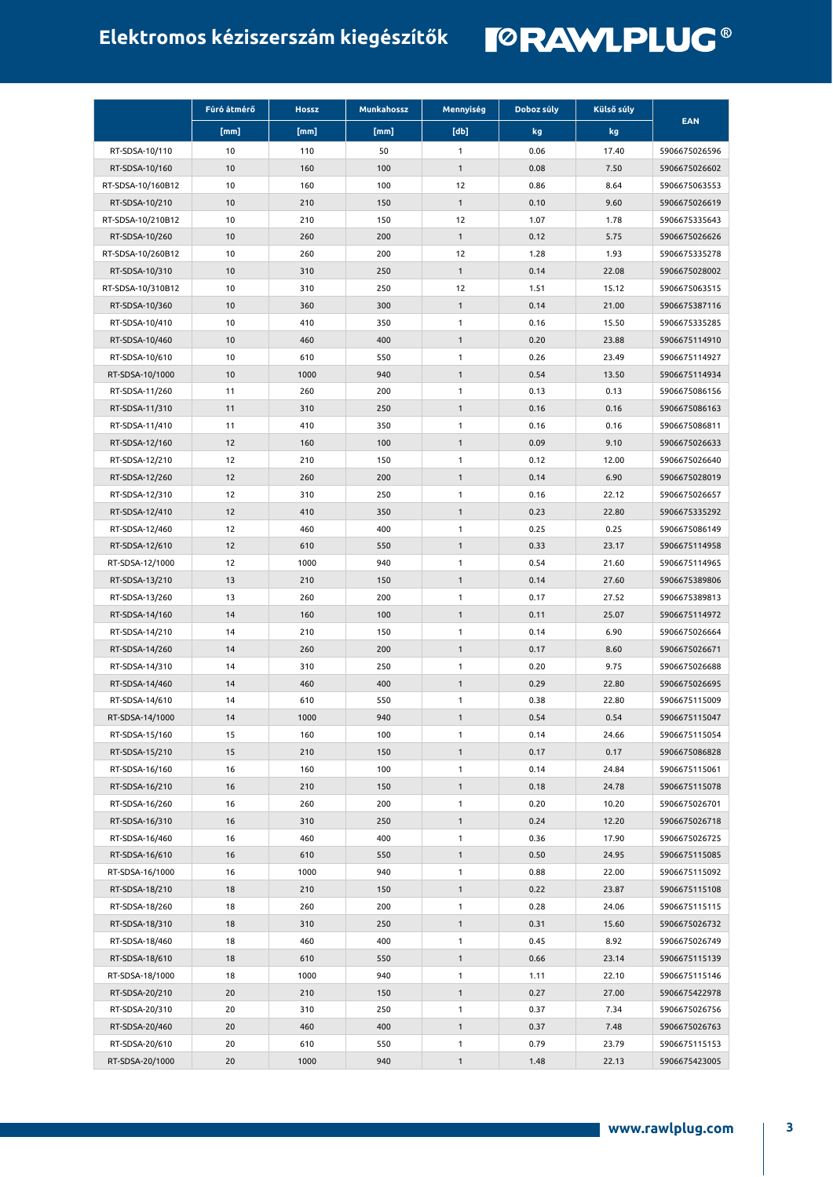# Elektromos kéziszerszám kiegészítők

| | Fúró átmérő | Hossz | Munkahossz | Mennyiség | Doboz súly | Külső súly | EAN |
|---|---|---|---|---|---|---|---|
| | [mm] | [mm] | [mm] | [db] | kg | kg | |
| RT-SDSA-10/110 | 10 | 110 | 50 | 1 | 0.06 | 17.40 | 5906675026596 |
| RT-SDSA-10/160 | 10 | 160 | 100 | 1 | 0.08 | 7.50 | 5906675026602 |
| RT-SDSA-10/160B12 | 10 | 160 | 100 | 12 | 0.86 | 8.64 | 5906675063553 |
| RT-SDSA-10/210 | 10 | 210 | 150 | 1 | 0.10 | 9.60 | 5906675026619 |
| RT-SDSA-10/210B12 | 10 | 210 | 150 | 12 | 1.07 | 1.78 | 5906675335643 |
| RT-SDSA-10/260 | 10 | 260 | 200 | 1 | 0.12 | 5.75 | 5906675026626 |
| RT-SDSA-10/260B12 | 10 | 260 | 200 | 12 | 1.28 | 1.93 | 5906675335278 |
| RT-SDSA-10/310 | 10 | 310 | 250 | 1 | 0.14 | 22.08 | 5906675028002 |
| RT-SDSA-10/310B12 | 10 | 310 | 250 | 12 | 1.51 | 15.12 | 5906675063515 |
| RT-SDSA-10/360 | 10 | 360 | 300 | 1 | 0.14 | 21.00 | 5906675387116 |
| RT-SDSA-10/410 | 10 | 410 | 350 | 1 | 0.16 | 15.50 | 5906675335285 |
| RT-SDSA-10/460 | 10 | 460 | 400 | 1 | 0.20 | 23.88 | 5906675114910 |
| RT-SDSA-10/610 | 10 | 610 | 550 | 1 | 0.26 | 23.49 | 5906675114927 |
| RT-SDSA-10/1000 | 10 | 1000 | 940 | 1 | 0.54 | 13.50 | 5906675114934 |
| RT-SDSA-11/260 | 11 | 260 | 200 | 1 | 0.13 | 0.13 | 5906675086156 |
| RT-SDSA-11/310 | 11 | 310 | 250 | 1 | 0.16 | 0.16 | 5906675086163 |
| RT-SDSA-11/410 | 11 | 410 | 350 | 1 | 0.16 | 0.16 | 5906675086811 |
| RT-SDSA-12/160 | 12 | 160 | 100 | 1 | 0.09 | 9.10 | 5906675026633 |
| RT-SDSA-12/210 | 12 | 210 | 150 | 1 | 0.12 | 12.00 | 5906675026640 |
| RT-SDSA-12/260 | 12 | 260 | 200 | 1 | 0.14 | 6.90 | 5906675028019 |
| RT-SDSA-12/310 | 12 | 310 | 250 | 1 | 0.16 | 22.12 | 5906675026657 |
| RT-SDSA-12/410 | 12 | 410 | 350 | 1 | 0.23 | 22.80 | 5906675335292 |
| RT-SDSA-12/460 | 12 | 460 | 400 | 1 | 0.25 | 0.25 | 5906675086149 |
| RT-SDSA-12/610 | 12 | 610 | 550 | 1 | 0.33 | 23.17 | 5906675114958 |
| RT-SDSA-12/1000 | 12 | 1000 | 940 | 1 | 0.54 | 21.60 | 5906675114965 |
| RT-SDSA-13/210 | 13 | 210 | 150 | 1 | 0.14 | 27.60 | 5906675389806 |
| RT-SDSA-13/260 | 13 | 260 | 200 | 1 | 0.17 | 27.52 | 5906675389813 |
| RT-SDSA-14/160 | 14 | 160 | 100 | 1 | 0.11 | 25.07 | 5906675114972 |
| RT-SDSA-14/210 | 14 | 210 | 150 | 1 | 0.14 | 6.90 | 5906675026664 |
| RT-SDSA-14/260 | 14 | 260 | 200 | 1 | 0.17 | 8.60 | 5906675026671 |
| RT-SDSA-14/310 | 14 | 310 | 250 | 1 | 0.20 | 9.75 | 5906675026688 |
| RT-SDSA-14/460 | 14 | 460 | 400 | 1 | 0.29 | 22.80 | 5906675026695 |
| RT-SDSA-14/610 | 14 | 610 | 550 | 1 | 0.38 | 22.80 | 5906675115009 |
| RT-SDSA-14/1000 | 14 | 1000 | 940 | 1 | 0.54 | 0.54 | 5906675115047 |
| RT-SDSA-15/160 | 15 | 160 | 100 | 1 | 0.14 | 24.66 | 5906675115054 |
| RT-SDSA-15/210 | 15 | 210 | 150 | 1 | 0.17 | 0.17 | 5906675086828 |
| RT-SDSA-16/160 | 16 | 160 | 100 | 1 | 0.14 | 24.84 | 5906675115061 |
| RT-SDSA-16/210 | 16 | 210 | 150 | 1 | 0.18 | 24.78 | 5906675115078 |
| RT-SDSA-16/260 | 16 | 260 | 200 | 1 | 0.20 | 10.20 | 5906675026701 |
| RT-SDSA-16/310 | 16 | 310 | 250 | 1 | 0.24 | 12.20 | 5906675026718 |
| RT-SDSA-16/460 | 16 | 460 | 400 | 1 | 0.36 | 17.90 | 5906675026725 |
| RT-SDSA-16/610 | 16 | 610 | 550 | 1 | 0.50 | 24.95 | 5906675115085 |
| RT-SDSA-16/1000 | 16 | 1000 | 940 | 1 | 0.88 | 22.00 | 5906675115092 |
| RT-SDSA-18/210 | 18 | 210 | 150 | 1 | 0.22 | 23.87 | 5906675115108 |
| RT-SDSA-18/260 | 18 | 260 | 200 | 1 | 0.28 | 24.06 | 5906675115115 |
| RT-SDSA-18/310 | 18 | 310 | 250 | 1 | 0.31 | 15.60 | 5906675026732 |
| RT-SDSA-18/460 | 18 | 460 | 400 | 1 | 0.45 | 8.92 | 5906675026749 |
| RT-SDSA-18/610 | 18 | 610 | 550 | 1 | 0.66 | 23.14 | 5906675115139 |
| RT-SDSA-18/1000 | 18 | 1000 | 940 | 1 | 1.11 | 22.10 | 5906675115146 |
| RT-SDSA-20/210 | 20 | 210 | 150 | 1 | 0.27 | 27.00 | 5906675422978 |
| RT-SDSA-20/310 | 20 | 310 | 250 | 1 | 0.37 | 7.34 | 5906675026756 |
| RT-SDSA-20/460 | 20 | 460 | 400 | 1 | 0.37 | 7.48 | 5906675026763 |
| RT-SDSA-20/610 | 20 | 610 | 550 | 1 | 0.79 | 23.79 | 5906675115153 |
| RT-SDSA-20/1000 | 20 | 1000 | 940 | 1 | 1.48 | 22.13 | 5906675423005 |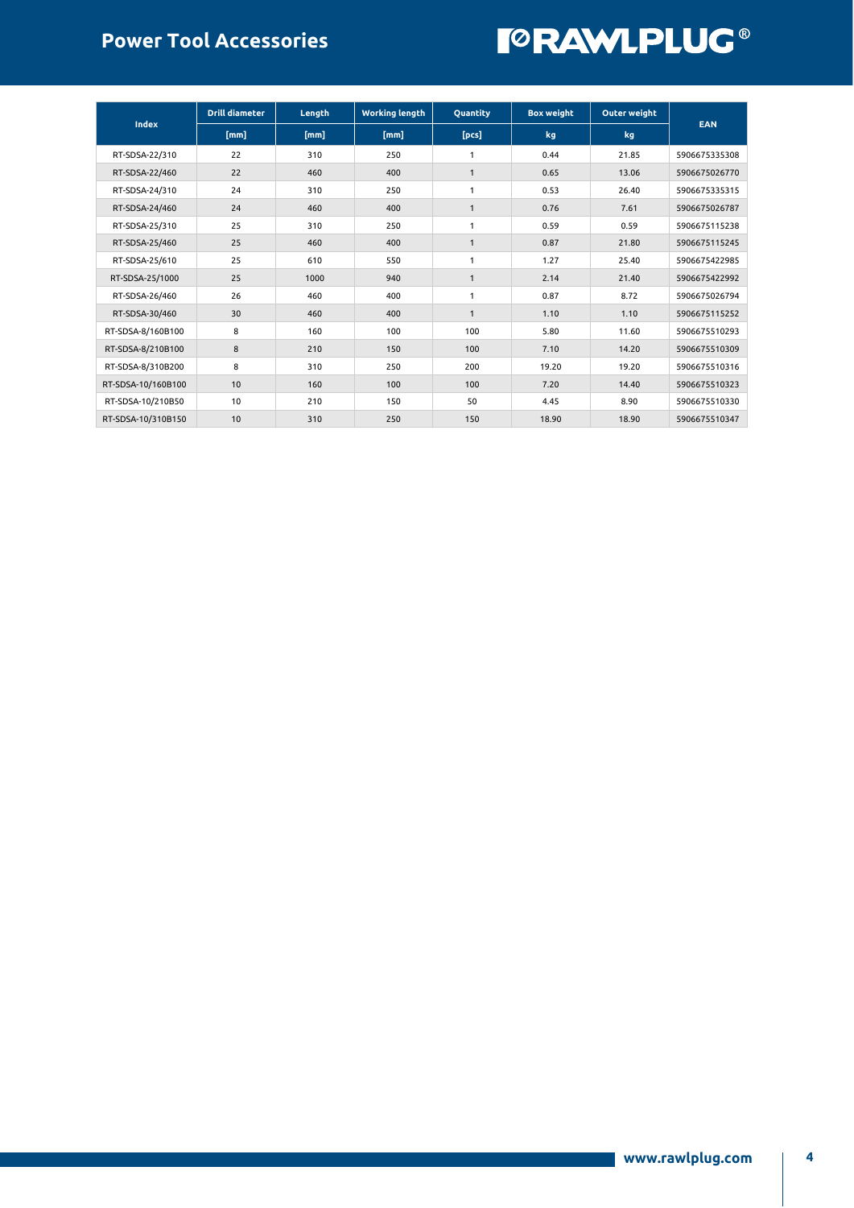| Index | Drill diameter | Length | Working length | Quantity | Box weight | Outer weight | EAN |
|---|---|---|---|---|---|---|---|
| | [mm] | [mm] | [mm] | [pcs] | kg | kg | |
| RT-SDSA-22/310 | 22 | 310 | 250 | 1 | 0.44 | 21.85 | 5906675335308 |
| RT-SDSA-22/460 | 22 | 460 | 400 | 1 | 0.65 | 13.06 | 5906675026770 |
| RT-SDSA-24/310 | 24 | 310 | 250 | 1 | 0.53 | 26.40 | 5906675335315 |
| RT-SDSA-24/460 | 24 | 460 | 400 | 1 | 0.76 | 7.61 | 5906675026787 |
| RT-SDSA-25/310 | 25 | 310 | 250 | 1 | 0.59 | 0.59 | 5906675115238 |
| RT-SDSA-25/460 | 25 | 460 | 400 | 1 | 0.87 | 21.80 | 5906675115245 |
| RT-SDSA-25/610 | 25 | 610 | 550 | 1 | 1.27 | 25.40 | 5906675422985 |
| RT-SDSA-25/1000 | 25 | 1000 | 940 | 1 | 2.14 | 21.40 | 5906675422992 |
| RT-SDSA-26/460 | 26 | 460 | 400 | 1 | 0.87 | 8.72 | 5906675026794 |
| RT-SDSA-30/460 | 30 | 460 | 400 | 1 | 1.10 | 1.10 | 5906675115252 |
| RT-SDSA-8/160B100 | 8 | 160 | 100 | 100 | 5.80 | 11.60 | 5906675510293 |
| RT-SDSA-8/210B100 | 8 | 210 | 150 | 100 | 7.10 | 14.20 | 5906675510309 |
| RT-SDSA-8/310B200 | 8 | 310 | 250 | 200 | 19.20 | 19.20 | 5906675510316 |
| RT-SDSA-10/160B100 | 10 | 160 | 100 | 100 | 7.20 | 14.40 | 5906675510323 |
| RT-SDSA-10/210B50 | 10 | 210 | 150 | 50 | 4.45 | 8.90 | 5906675510330 |
| RT-SDSA-10/310B150 | 10 | 310 | 250 | 150 | 18.90 | 18.90 | 5906675510347 |